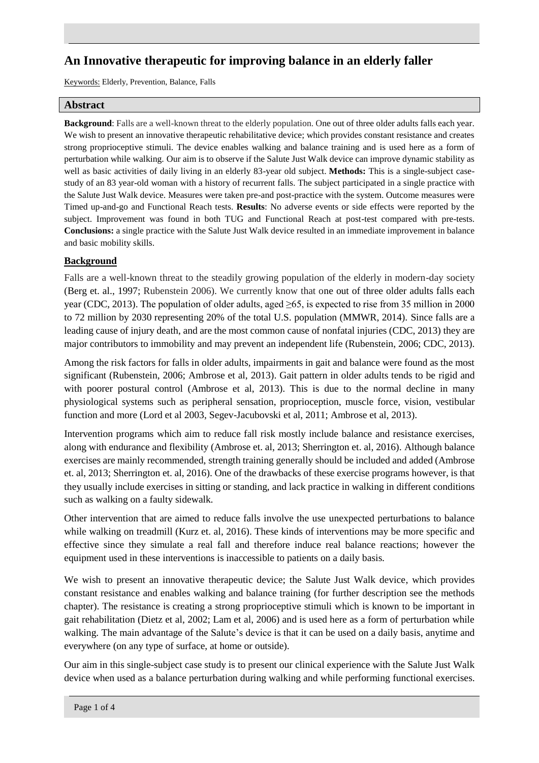# An Innovative therapeutic for improving balance in an elderly faller

Keywords: Elderly, Prevention, Balance, Falls

## Abstract

**Background**: Falls are a well-known threat to the elderly population. One out of three older adults falls each year. We wish to present an innovative therapeutic rehabilitative device; which provides constant resistance and creates strong proprioceptive stimuli. The device enables walking and balance training and is used here as a form of perturbation while walking. Our aim is to observe if the Salute Just Walk device can improve dynamic stability as well as basic activities of daily living in an elderly 83-year old subject. **Methods:** This is a single-subject case-study of an 83 year-old woman with a history of recurrent falls. The subject participated in a single practice with the Salute Just Walk device. Measures were taken pre-and post-practice with the system. Outcome measures were Timed up-and-go and Functional Reach tests. **Results**: No adverse events or side effects were reported by the subject. Improvement was found in both TUG and Functional Reach at post-test compared with pre-tests. **Conclusions:** a single practice with the Salute Just Walk device resulted in an immediate improvement in balance and basic mobility skills.

## Background

Falls are a well-known threat to the steadily growing population of the elderly in modern-day society (Berg et. al., 1997; Rubenstein 2006). We currently know that one out of three older adults falls each year (CDC, 2013). The population of older adults, aged ≥65, is expected to rise from 35 million in 2000 to 72 million by 2030 representing 20% of the total U.S. population (MMWR, 2014). Since falls are a leading cause of injury death, and are the most common cause of nonfatal injuries (CDC, 2013) they are major contributors to immobility and may prevent an independent life (Rubenstein, 2006; CDC, 2013).

Among the risk factors for falls in older adults, impairments in gait and balance were found as the most significant (Rubenstein, 2006; Ambrose et al, 2013). Gait pattern in older adults tends to be rigid and with poorer postural control (Ambrose et al, 2013). This is due to the normal decline in many physiological systems such as peripheral sensation, proprioception, muscle force, vision, vestibular function and more (Lord et al 2003, Segev-Jacubovski et al, 2011; Ambrose et al, 2013).

Intervention programs which aim to reduce fall risk mostly include balance and resistance exercises, along with endurance and flexibility (Ambrose et. al, 2013; Sherrington et. al, 2016). Although balance exercises are mainly recommended, strength training generally should be included and added (Ambrose et. al, 2013; Sherrington et. al, 2016). One of the drawbacks of these exercise programs however, is that they usually include exercises in sitting or standing, and lack practice in walking in different conditions such as walking on a faulty sidewalk.

Other intervention that are aimed to reduce falls involve the use unexpected perturbations to balance while walking on treadmill (Kurz et. al, 2016). These kinds of interventions may be more specific and effective since they simulate a real fall and therefore induce real balance reactions; however the equipment used in these interventions is inaccessible to patients on a daily basis.

We wish to present an innovative therapeutic device; the Salute Just Walk device, which provides constant resistance and enables walking and balance training (for further description see the methods chapter). The resistance is creating a strong proprioceptive stimuli which is known to be important in gait rehabilitation (Dietz et al, 2002; Lam et al, 2006) and is used here as a form of perturbation while walking. The main advantage of the Salute's device is that it can be used on a daily basis, anytime and everywhere (on any type of surface, at home or outside).

Our aim in this single-subject case study is to present our clinical experience with the Salute Just Walk device when used as a balance perturbation during walking and while performing functional exercises.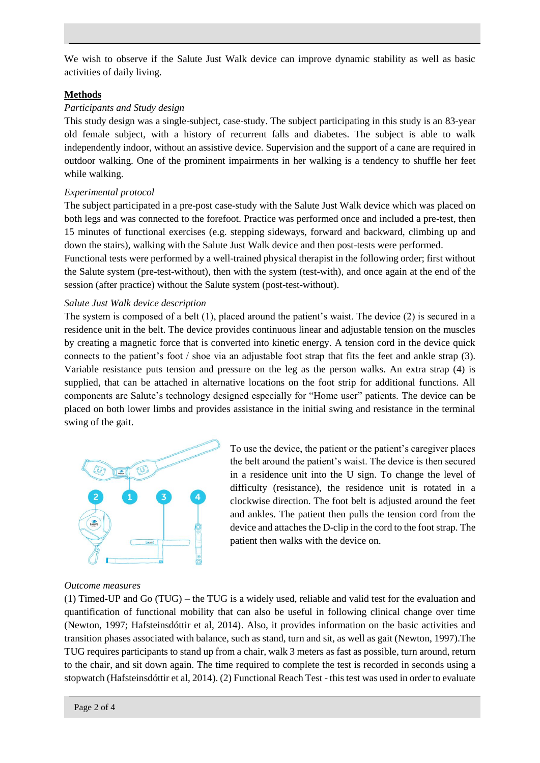We wish to observe if the Salute Just Walk device can improve dynamic stability as well as basic activities of daily living.

## Methods

*Participants and Study design*

This study design was a single-subject, case-study. The subject participating in this study is an 83-year old female subject, with a history of recurrent falls and diabetes. The subject is able to walk independently indoor, without an assistive device. Supervision and the support of a cane are required in outdoor walking. One of the prominent impairments in her walking is a tendency to shuffle her feet while walking.

*Experimental protocol*

The subject participated in a pre-post case-study with the Salute Just Walk device which was placed on both legs and was connected to the forefoot. Practice was performed once and included a pre-test, then 15 minutes of functional exercises (e.g. stepping sideways, forward and backward, climbing up and down the stairs), walking with the Salute Just Walk device and then post-tests were performed.

Functional tests were performed by a well-trained physical therapist in the following order; first without the Salute system (pre-test-without), then with the system (test-with), and once again at the end of the session (after practice) without the Salute system (post-test-without).

*Salute Just Walk device description*

The system is composed of a belt (1), placed around the patient's waist. The device (2) is secured in a residence unit in the belt. The device provides continuous linear and adjustable tension on the muscles by creating a magnetic force that is converted into kinetic energy. A tension cord in the device quick connects to the patient's foot / shoe via an adjustable foot strap that fits the feet and ankle strap (3). Variable resistance puts tension and pressure on the leg as the person walks. An extra strap (4) is supplied, that can be attached in alternative locations on the foot strip for additional functions. All components are Salute's technology designed especially for "Home user" patients. The device can be placed on both lower limbs and provides assistance in the initial swing and resistance in the terminal swing of the gait.

To use the device, the patient or the patient's caregiver places the belt around the patient's waist. The device is then secured in a residence unit into the U sign. To change the level of difficulty (resistance), the residence unit is rotated in a clockwise direction. The foot belt is adjusted around the feet and ankles. The patient then pulls the tension cord from the device and attaches the D-clip in the cord to the foot strap. The patient then walks with the device on.

*Outcome measures*

(1) Timed-UP and Go (TUG) – the TUG is a widely used, reliable and valid test for the evaluation and quantification of functional mobility that can also be useful in following clinical change over time (Newton, 1997; Hafsteinsdóttir et al, 2014). Also, it provides information on the basic activities and transition phases associated with balance, such as stand, turn and sit, as well as gait (Newton, 1997).The TUG requires participants to stand up from a chair, walk 3 meters as fast as possible, turn around, return to the chair, and sit down again. The time required to complete the test is recorded in seconds using a stopwatch (Hafsteinsdóttir et al, 2014). (2) Functional Reach Test - this test was used in order to evaluate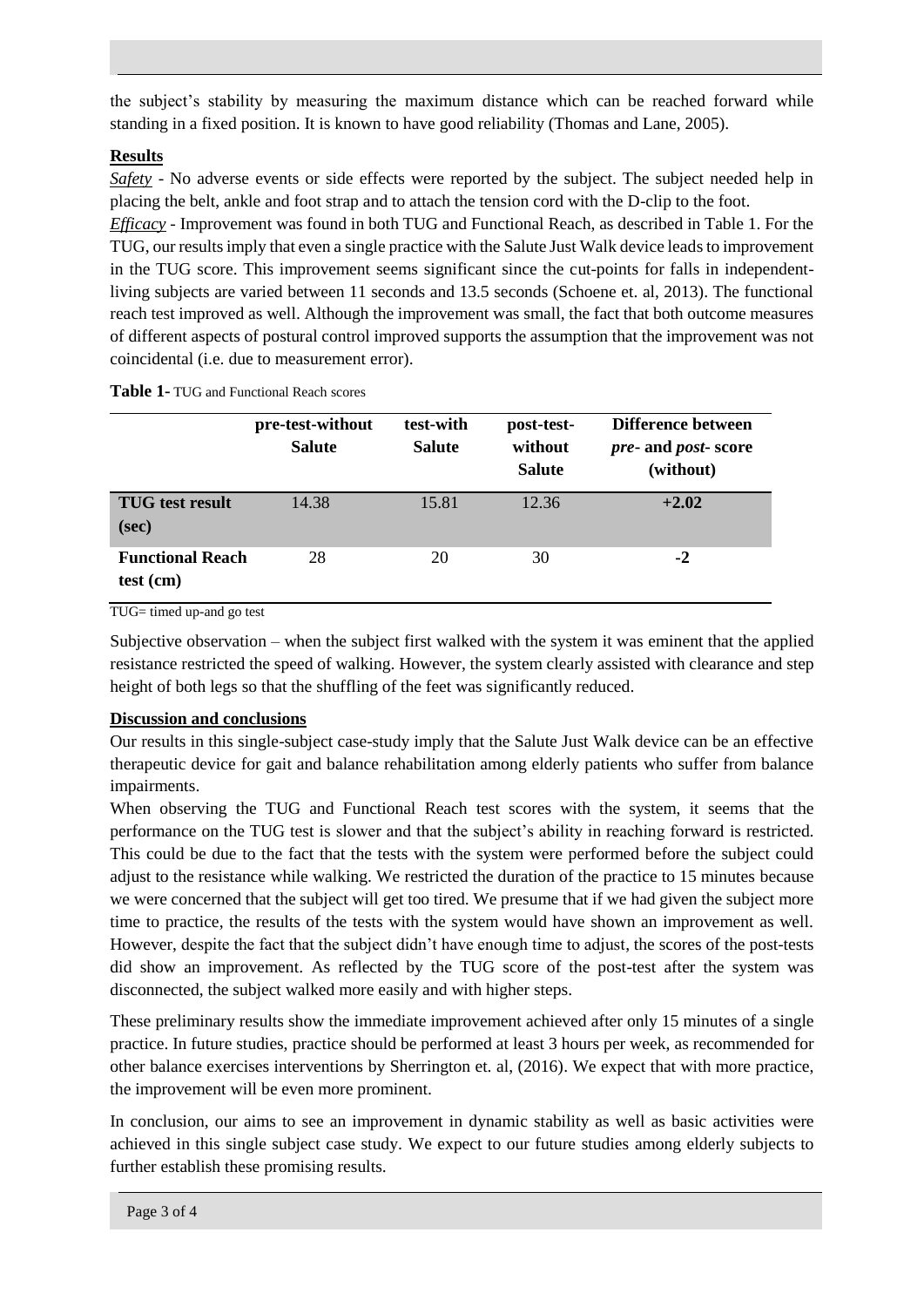the subject's stability by measuring the maximum distance which can be reached forward while standing in a fixed position. It is known to have good reliability (Thomas and Lane, 2005).

## Results

***Safety*** - No adverse events or side effects were reported by the subject. The subject needed help in placing the belt, ankle and foot strap and to attach the tension cord with the D-clip to the foot.

***Efficacy*** - Improvement was found in both TUG and Functional Reach, as described in Table 1. For the TUG, our results imply that even a single practice with the Salute Just Walk device leads to improvement in the TUG score. This improvement seems significant since the cut-points for falls in independent-living subjects are varied between 11 seconds and 13.5 seconds (Schoene et. al, 2013). The functional reach test improved as well. Although the improvement was small, the fact that both outcome measures of different aspects of postural control improved supports the assumption that the improvement was not coincidental (i.e. due to measurement error).

**Table 1-** TUG and Functional Reach scores

| | pre-test-without Salute | test-with Salute | post-test-without Salute | Difference between *pre*- and *post*- score (without) |
|---|---|---|---|---|
| **TUG test result (sec)** | 14.38 | 15.81 | 12.36 | **+2.02** |
| **Functional Reach test (cm)** | 28 | 20 | 30 | **-2** |

TUG= timed up-and go test

Subjective observation – when the subject first walked with the system it was eminent that the applied resistance restricted the speed of walking. However, the system clearly assisted with clearance and step height of both legs so that the shuffling of the feet was significantly reduced.

## Discussion and conclusions

Our results in this single-subject case-study imply that the Salute Just Walk device can be an effective therapeutic device for gait and balance rehabilitation among elderly patients who suffer from balance impairments.

When observing the TUG and Functional Reach test scores with the system, it seems that the performance on the TUG test is slower and that the subject's ability in reaching forward is restricted. This could be due to the fact that the tests with the system were performed before the subject could adjust to the resistance while walking. We restricted the duration of the practice to 15 minutes because we were concerned that the subject will get too tired. We presume that if we had given the subject more time to practice, the results of the tests with the system would have shown an improvement as well. However, despite the fact that the subject didn't have enough time to adjust, the scores of the post-tests did show an improvement. As reflected by the TUG score of the post-test after the system was disconnected, the subject walked more easily and with higher steps.

These preliminary results show the immediate improvement achieved after only 15 minutes of a single practice. In future studies, practice should be performed at least 3 hours per week, as recommended for other balance exercises interventions by Sherrington et. al, (2016). We expect that with more practice, the improvement will be even more prominent.

In conclusion, our aims to see an improvement in dynamic stability as well as basic activities were achieved in this single subject case study. We expect to our future studies among elderly subjects to further establish these promising results.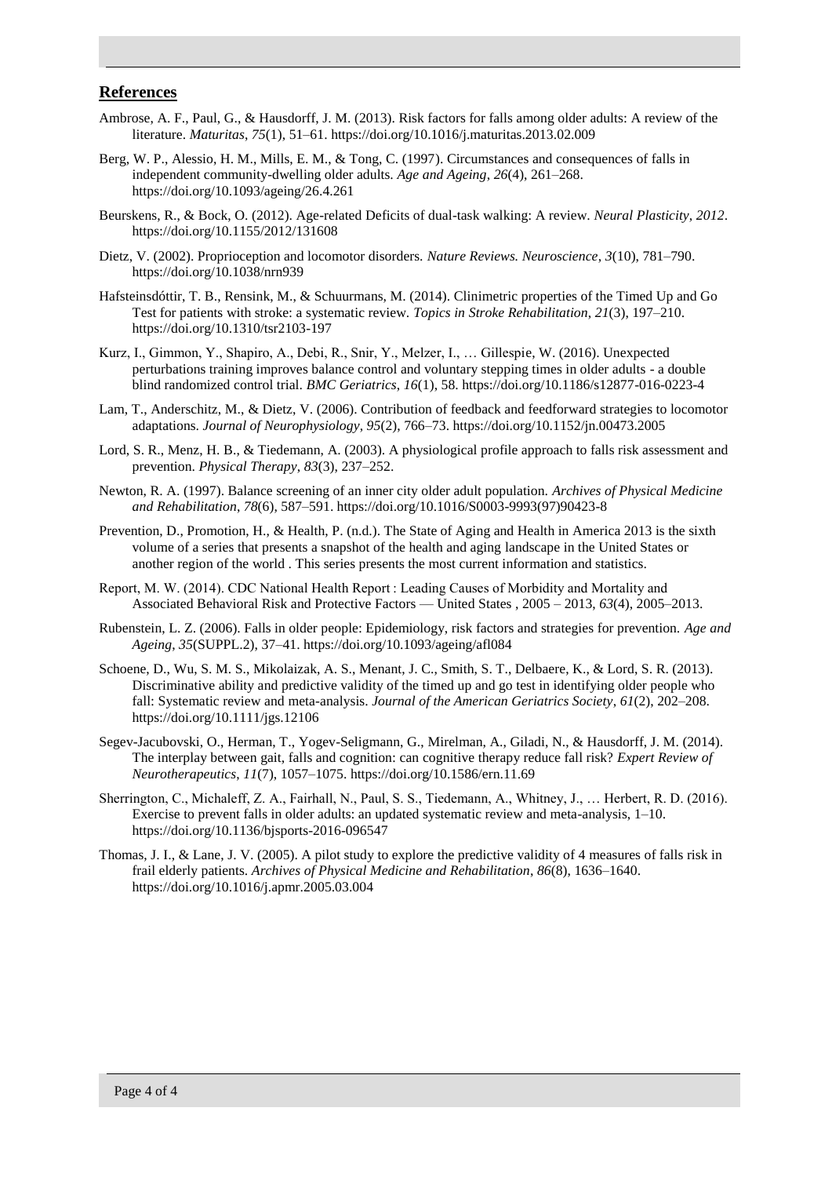## References

Ambrose, A. F., Paul, G., & Hausdorff, J. M. (2013). Risk factors for falls among older adults: A review of the literature. *Maturitas*, *75*(1), 51–61. https://doi.org/10.1016/j.maturitas.2013.02.009

Berg, W. P., Alessio, H. M., Mills, E. M., & Tong, C. (1997). Circumstances and consequences of falls in independent community-dwelling older adults. *Age and Ageing*, *26*(4), 261–268. https://doi.org/10.1093/ageing/26.4.261

Beurskens, R., & Bock, O. (2012). Age-related Deficits of dual-task walking: A review. *Neural Plasticity*, *2012*. https://doi.org/10.1155/2012/131608

Dietz, V. (2002). Proprioception and locomotor disorders. *Nature Reviews. Neuroscience*, *3*(10), 781–790. https://doi.org/10.1038/nrn939

Hafsteinsdóttir, T. B., Rensink, M., & Schuurmans, M. (2014). Clinimetric properties of the Timed Up and Go Test for patients with stroke: a systematic review. *Topics in Stroke Rehabilitation*, *21*(3), 197–210. https://doi.org/10.1310/tsr2103-197

Kurz, I., Gimmon, Y., Shapiro, A., Debi, R., Snir, Y., Melzer, I., … Gillespie, W. (2016). Unexpected perturbations training improves balance control and voluntary stepping times in older adults - a double blind randomized control trial. *BMC Geriatrics*, *16*(1), 58. https://doi.org/10.1186/s12877-016-0223-4

Lam, T., Anderschitz, M., & Dietz, V. (2006). Contribution of feedback and feedforward strategies to locomotor adaptations. *Journal of Neurophysiology*, *95*(2), 766–73. https://doi.org/10.1152/jn.00473.2005

Lord, S. R., Menz, H. B., & Tiedemann, A. (2003). A physiological profile approach to falls risk assessment and prevention. *Physical Therapy*, *83*(3), 237–252.

Newton, R. A. (1997). Balance screening of an inner city older adult population. *Archives of Physical Medicine and Rehabilitation*, *78*(6), 587–591. https://doi.org/10.1016/S0003-9993(97)90423-8

Prevention, D., Promotion, H., & Health, P. (n.d.). The State of Aging and Health in America 2013 is the sixth volume of a series that presents a snapshot of the health and aging landscape in the United States or another region of the world . This series presents the most current information and statistics.

Report, M. W. (2014). CDC National Health Report : Leading Causes of Morbidity and Mortality and Associated Behavioral Risk and Protective Factors — United States , 2005 – 2013, *63*(4), 2005–2013.

Rubenstein, L. Z. (2006). Falls in older people: Epidemiology, risk factors and strategies for prevention. *Age and Ageing*, *35*(SUPPL.2), 37–41. https://doi.org/10.1093/ageing/afl084

Schoene, D., Wu, S. M. S., Mikolaizak, A. S., Menant, J. C., Smith, S. T., Delbaere, K., & Lord, S. R. (2013). Discriminative ability and predictive validity of the timed up and go test in identifying older people who fall: Systematic review and meta-analysis. *Journal of the American Geriatrics Society*, *61*(2), 202–208. https://doi.org/10.1111/jgs.12106

Segev-Jacubovski, O., Herman, T., Yogev-Seligmann, G., Mirelman, A., Giladi, N., & Hausdorff, J. M. (2014). The interplay between gait, falls and cognition: can cognitive therapy reduce fall risk? *Expert Review of Neurotherapeutics*, *11*(7), 1057–1075. https://doi.org/10.1586/ern.11.69

Sherrington, C., Michaleff, Z. A., Fairhall, N., Paul, S. S., Tiedemann, A., Whitney, J., … Herbert, R. D. (2016). Exercise to prevent falls in older adults: an updated systematic review and meta-analysis, 1–10. https://doi.org/10.1136/bjsports-2016-096547

Thomas, J. I., & Lane, J. V. (2005). A pilot study to explore the predictive validity of 4 measures of falls risk in frail elderly patients. *Archives of Physical Medicine and Rehabilitation*, *86*(8), 1636–1640. https://doi.org/10.1016/j.apmr.2005.03.004